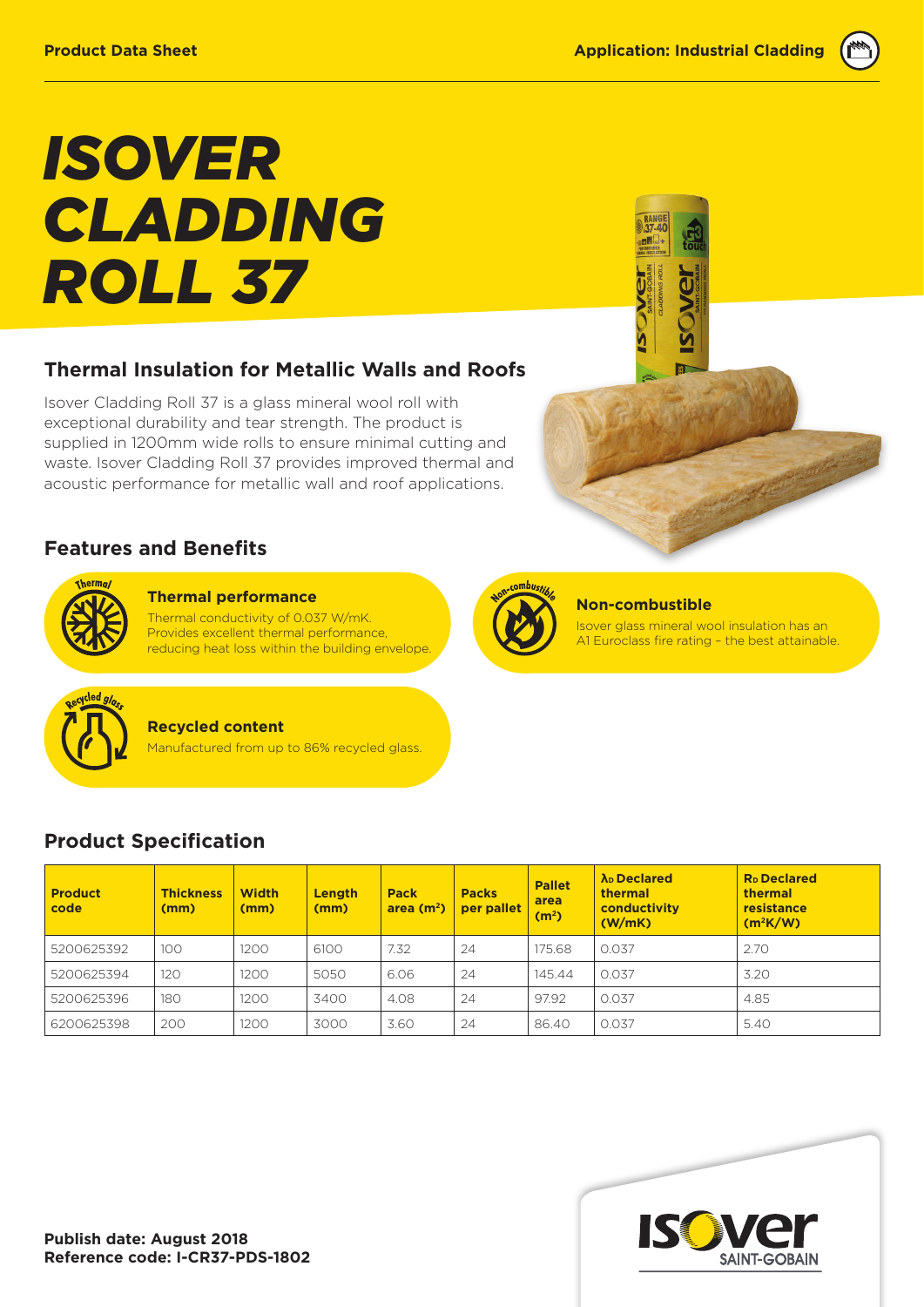Product Data Sheet

Application: Industrial Cladding

# ISOVER CLADDING ROLL 37

## Thermal Insulation for Metallic Walls and Roofs

Isover Cladding Roll 37 is a glass mineral wool roll with exceptional durability and tear strength. The product is supplied in 1200mm wide rolls to ensure minimal cutting and waste. Isover Cladding Roll 37 provides improved thermal and acoustic performance for metallic wall and roof applications.

## Features and Benefits

### Thermal performance

Thermal conductivity of 0.037 W/mK. Provides excellent thermal performance, reducing heat loss within the building envelope.

### Non-combustible

Isover glass mineral wool insulation has an A1 Euroclass fire rating – the best attainable.

### Recycled content

Manufactured from up to 86% recycled glass.

## Product Specification

| Product code | Thickness (mm) | Width (mm) | Length (mm) | Pack area ($m^2$) | Packs per pallet | Pallet area ($m^2$) | $\lambda_D$ Declared thermal conductivity (W/mK) | $R_D$ Declared thermal resistance ($m^2K/W$) |
|---|---|---|---|---|---|---|---|---|
| 5200625392 | 100 | 1200 | 6100 | 7.32 | 24 | 175.68 | 0.037 | 2.70 |
| 5200625394 | 120 | 1200 | 5050 | 6.06 | 24 | 145.44 | 0.037 | 3.20 |
| 5200625396 | 180 | 1200 | 3400 | 4.08 | 24 | 97.92 | 0.037 | 4.85 |
| 6200625398 | 200 | 1200 | 3000 | 3.60 | 24 | 86.40 | 0.037 | 5.40 |

**Publish date: August 2018**
**Reference code: I-CR37-PDS-1802**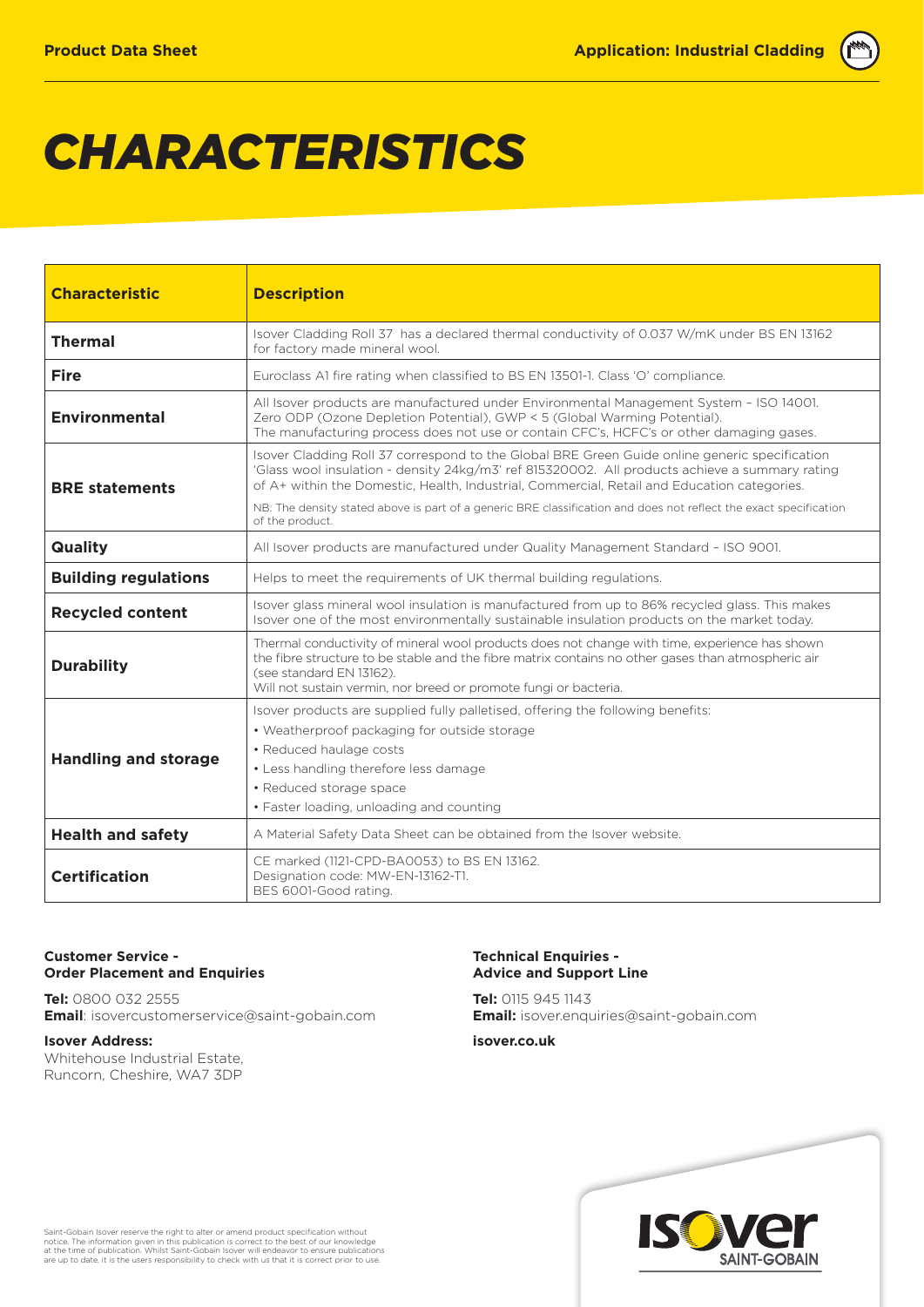Product Data Sheet

Application: Industrial Cladding

# CHARACTERISTICS

| Characteristic | Description |
|---|---|
| **Thermal** | Isover Cladding Roll 37 has a declared thermal conductivity of 0.037 W/mK under BS EN 13162 for factory made mineral wool. |
| **Fire** | Euroclass A1 fire rating when classified to BS EN 13501-1. Class 'O' compliance. |
| **Environmental** | All Isover products are manufactured under Environmental Management System – ISO 14001. Zero ODP (Ozone Depletion Potential), GWP < 5 (Global Warming Potential). The manufacturing process does not use or contain CFC's, HCFC's or other damaging gases. |
| **BRE statements** | Isover Cladding Roll 37 correspond to the Global BRE Green Guide online generic specification 'Glass wool insulation - density 24kg/m3' ref 815320002. All products achieve a summary rating of A+ within the Domestic, Health, Industrial, Commercial, Retail and Education categories. NB: The density stated above is part of a generic BRE classification and does not reflect the exact specification of the product. |
| **Quality** | All Isover products are manufactured under Quality Management Standard – ISO 9001. |
| **Building regulations** | Helps to meet the requirements of UK thermal building regulations. |
| **Recycled content** | Isover glass mineral wool insulation is manufactured from up to 86% recycled glass. This makes Isover one of the most environmentally sustainable insulation products on the market today. |
| **Durability** | Thermal conductivity of mineral wool products does not change with time, experience has shown the fibre structure to be stable and the fibre matrix contains no other gases than atmospheric air (see standard EN 13162). Will not sustain vermin, nor breed or promote fungi or bacteria. |
| **Handling and storage** | Isover products are supplied fully palletised, offering the following benefits: • Weatherproof packaging for outside storage • Reduced haulage costs • Less handling therefore less damage • Reduced storage space • Faster loading, unloading and counting |
| **Health and safety** | A Material Safety Data Sheet can be obtained from the Isover website. |
| **Certification** | CE marked (1121-CPD-BA0053) to BS EN 13162. Designation code: MW-EN-13162-T1. BES 6001-Good rating. |

**Customer Service - Order Placement and Enquiries**

**Tel:** 0800 032 2555
**Email**: isovercustomerservice@saint-gobain.com

**Isover Address:**
Whitehouse Industrial Estate,
Runcorn, Cheshire, WA7 3DP

**Technical Enquiries - Advice and Support Line**

**Tel:** 0115 945 1143
**Email:** isover.enquiries@saint-gobain.com

**isover.co.uk**

Saint-Gobain Isover reserve the right to alter or amend product specification without notice. The information given in this publication is correct to the best of our knowledge at the time of publication. Whilst Saint-Gobain Isover will endeavor to ensure publications are up to date, it is the users responsibility to check with us that it is correct prior to use.

ISOVER SAINT-GOBAIN